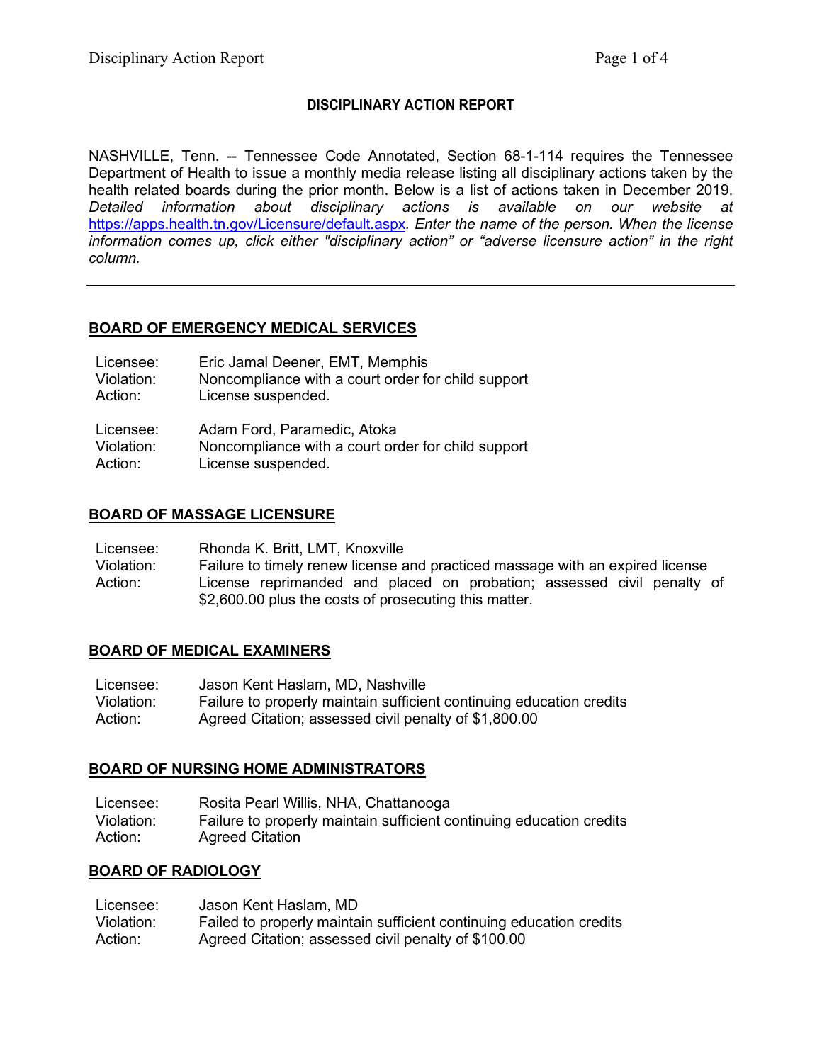## DISCIPLINARY ACTION REPORT

NASHVILLE, Tenn. -- Tennessee Code Annotated, Section 68-1-114 requires the Tennessee Department of Health to issue a monthly media release listing all disciplinary actions taken by the health related boards during the prior month. Below is a list of actions taken in December 2019. *Detailed information about disciplinary actions is available on our website at* https://apps.health.tn.gov/Licensure/default.aspx. *Enter the name of the person. When the license information comes up, click either "disciplinary action" or "adverse licensure action" in the right column.*

---

### BOARD OF EMERGENCY MEDICAL SERVICES

Licensee: Eric Jamal Deener, EMT, Memphis
Violation: Noncompliance with a court order for child support
Action: License suspended.

Licensee: Adam Ford, Paramedic, Atoka
Violation: Noncompliance with a court order for child support
Action: License suspended.

### BOARD OF MASSAGE LICENSURE

Licensee: Rhonda K. Britt, LMT, Knoxville
Violation: Failure to timely renew license and practiced massage with an expired license
Action: License reprimanded and placed on probation; assessed civil penalty of $2,600.00 plus the costs of prosecuting this matter.

### BOARD OF MEDICAL EXAMINERS

Licensee: Jason Kent Haslam, MD, Nashville
Violation: Failure to properly maintain sufficient continuing education credits
Action: Agreed Citation; assessed civil penalty of $1,800.00

### BOARD OF NURSING HOME ADMINISTRATORS

Licensee: Rosita Pearl Willis, NHA, Chattanooga
Violation: Failure to properly maintain sufficient continuing education credits
Action: Agreed Citation

### BOARD OF RADIOLOGY

Licensee: Jason Kent Haslam, MD
Violation: Failed to properly maintain sufficient continuing education credits
Action: Agreed Citation; assessed civil penalty of $100.00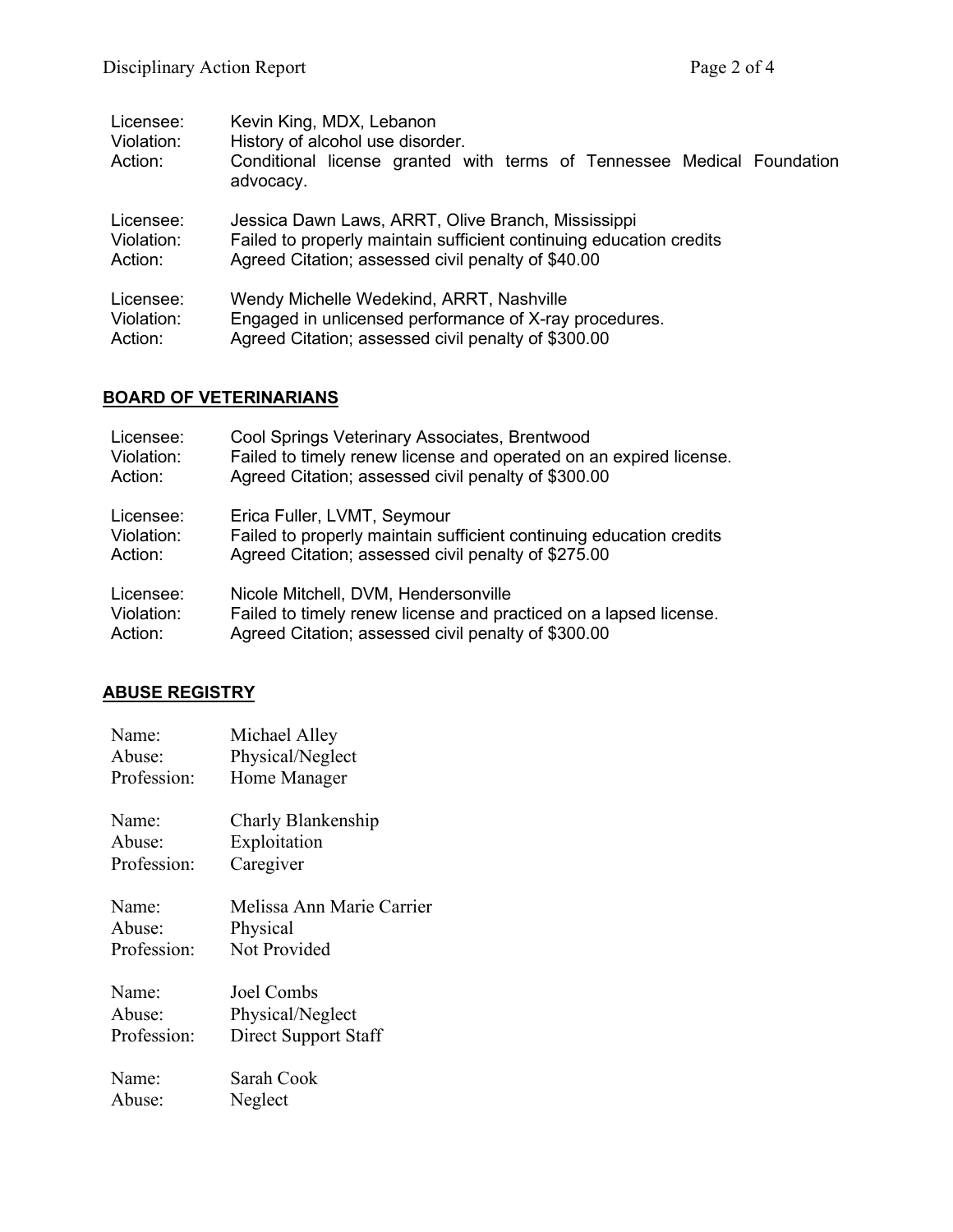Licensee: Kevin King, MDX, Lebanon
Violation: History of alcohol use disorder.
Action: Conditional license granted with terms of Tennessee Medical Foundation advocacy.

Licensee: Jessica Dawn Laws, ARRT, Olive Branch, Mississippi
Violation: Failed to properly maintain sufficient continuing education credits
Action: Agreed Citation; assessed civil penalty of $40.00

Licensee: Wendy Michelle Wedekind, ARRT, Nashville
Violation: Engaged in unlicensed performance of X-ray procedures.
Action: Agreed Citation; assessed civil penalty of $300.00

## BOARD OF VETERINARIANS

Licensee: Cool Springs Veterinary Associates, Brentwood
Violation: Failed to timely renew license and operated on an expired license.
Action: Agreed Citation; assessed civil penalty of $300.00

Licensee: Erica Fuller, LVMT, Seymour
Violation: Failed to properly maintain sufficient continuing education credits
Action: Agreed Citation; assessed civil penalty of $275.00

Licensee: Nicole Mitchell, DVM, Hendersonville
Violation: Failed to timely renew license and practiced on a lapsed license.
Action: Agreed Citation; assessed civil penalty of $300.00

## ABUSE REGISTRY

Name: Michael Alley
Abuse: Physical/Neglect
Profession: Home Manager

Name: Charly Blankenship
Abuse: Exploitation
Profession: Caregiver

Name: Melissa Ann Marie Carrier
Abuse: Physical
Profession: Not Provided

Name: Joel Combs
Abuse: Physical/Neglect
Profession: Direct Support Staff

Name: Sarah Cook
Abuse: Neglect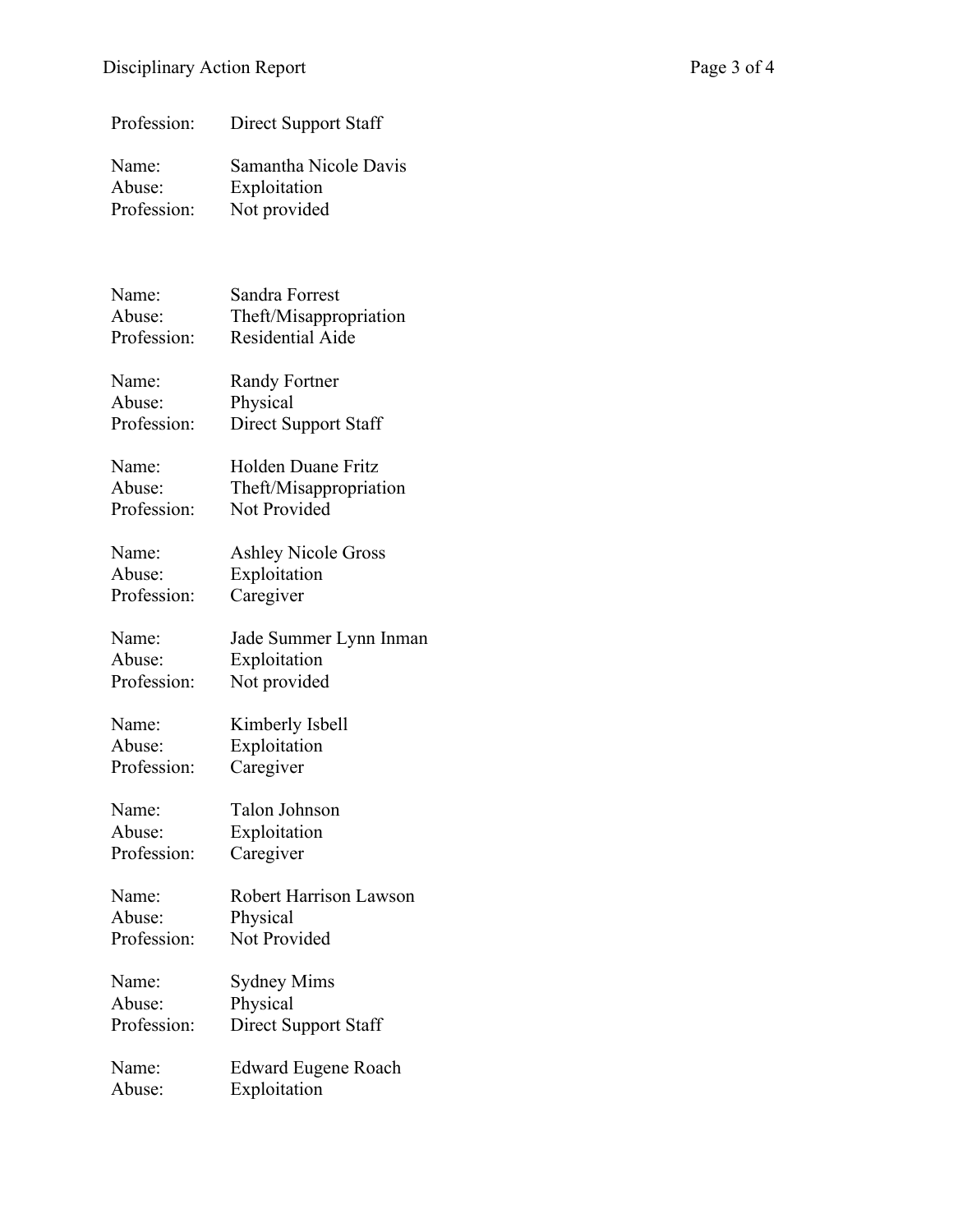Profession: Direct Support Staff

Name: Samantha Nicole Davis
Abuse: Exploitation
Profession: Not provided

Name: Sandra Forrest
Abuse: Theft/Misappropriation
Profession: Residential Aide

Name: Randy Fortner
Abuse: Physical
Profession: Direct Support Staff

Name: Holden Duane Fritz
Abuse: Theft/Misappropriation
Profession: Not Provided

Name: Ashley Nicole Gross
Abuse: Exploitation
Profession: Caregiver

Name: Jade Summer Lynn Inman
Abuse: Exploitation
Profession: Not provided

Name: Kimberly Isbell
Abuse: Exploitation
Profession: Caregiver

Name: Talon Johnson
Abuse: Exploitation
Profession: Caregiver

Name: Robert Harrison Lawson
Abuse: Physical
Profession: Not Provided

Name: Sydney Mims
Abuse: Physical
Profession: Direct Support Staff

Name: Edward Eugene Roach
Abuse: Exploitation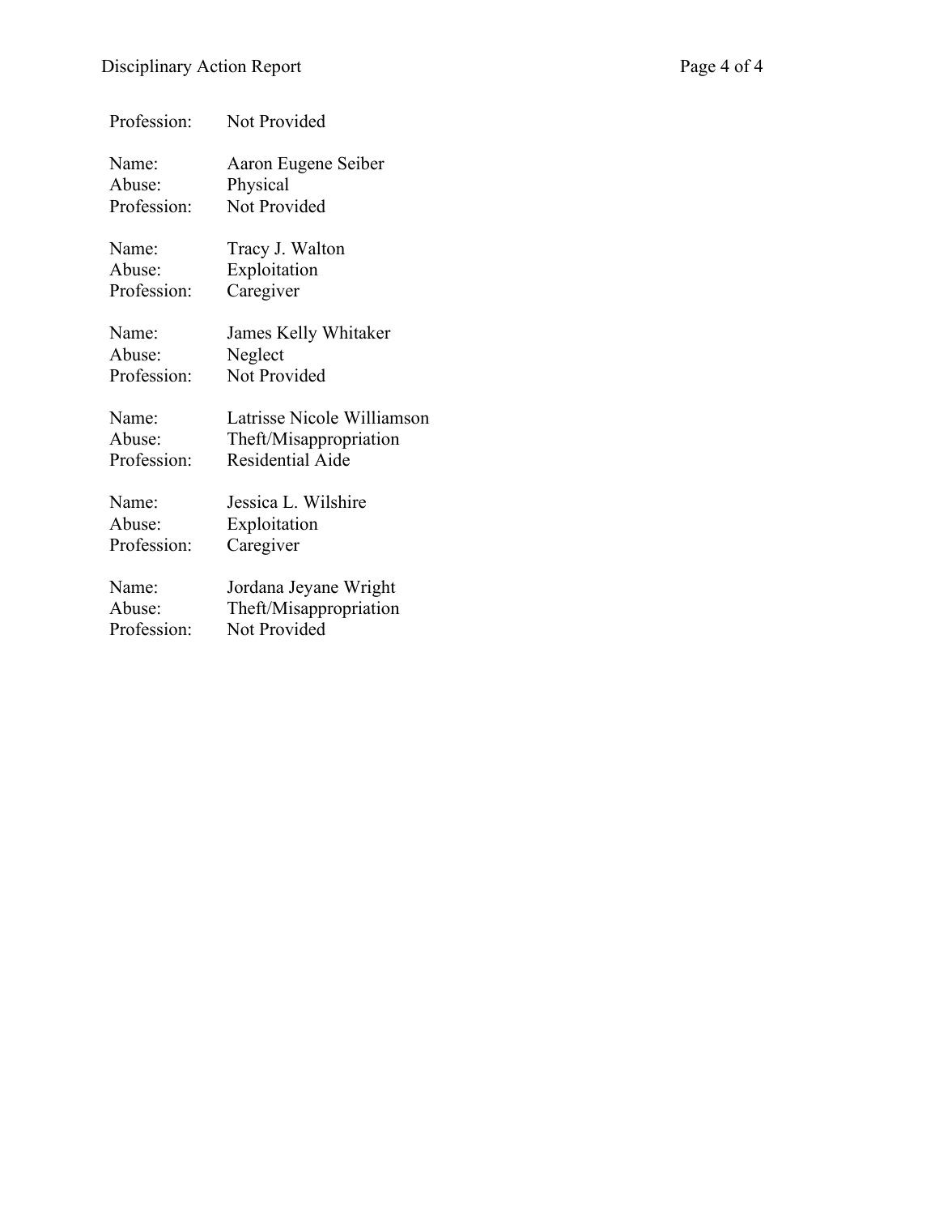Profession: Not Provided

Name: Aaron Eugene Seiber
Abuse: Physical
Profession: Not Provided

Name: Tracy J. Walton
Abuse: Exploitation
Profession: Caregiver

Name: James Kelly Whitaker
Abuse: Neglect
Profession: Not Provided

Name: Latrisse Nicole Williamson
Abuse: Theft/Misappropriation
Profession: Residential Aide

Name: Jessica L. Wilshire
Abuse: Exploitation
Profession: Caregiver

Name: Jordana Jeyane Wright
Abuse: Theft/Misappropriation
Profession: Not Provided